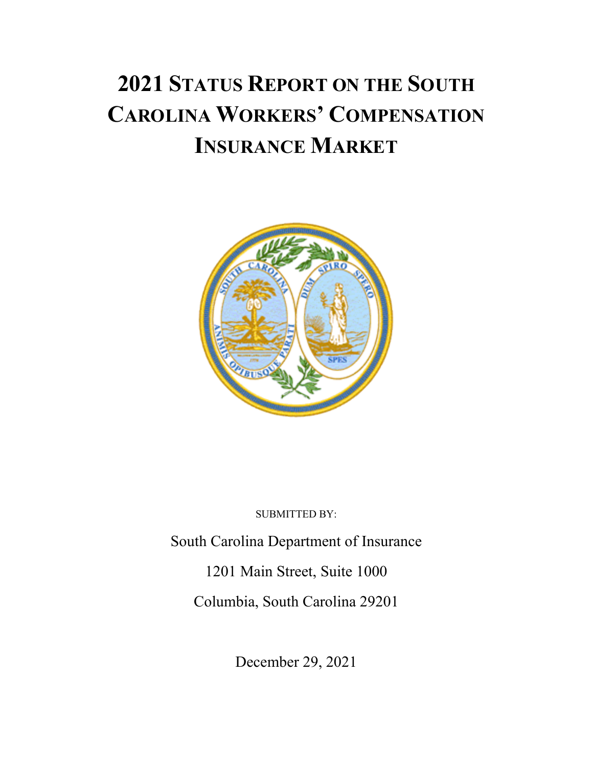# 2021 Status Report on the South Carolina Workers' Compensation Insurance Market

SUBMITTED BY:

South Carolina Department of Insurance

1201 Main Street, Suite 1000

Columbia, South Carolina 29201

December 29, 2021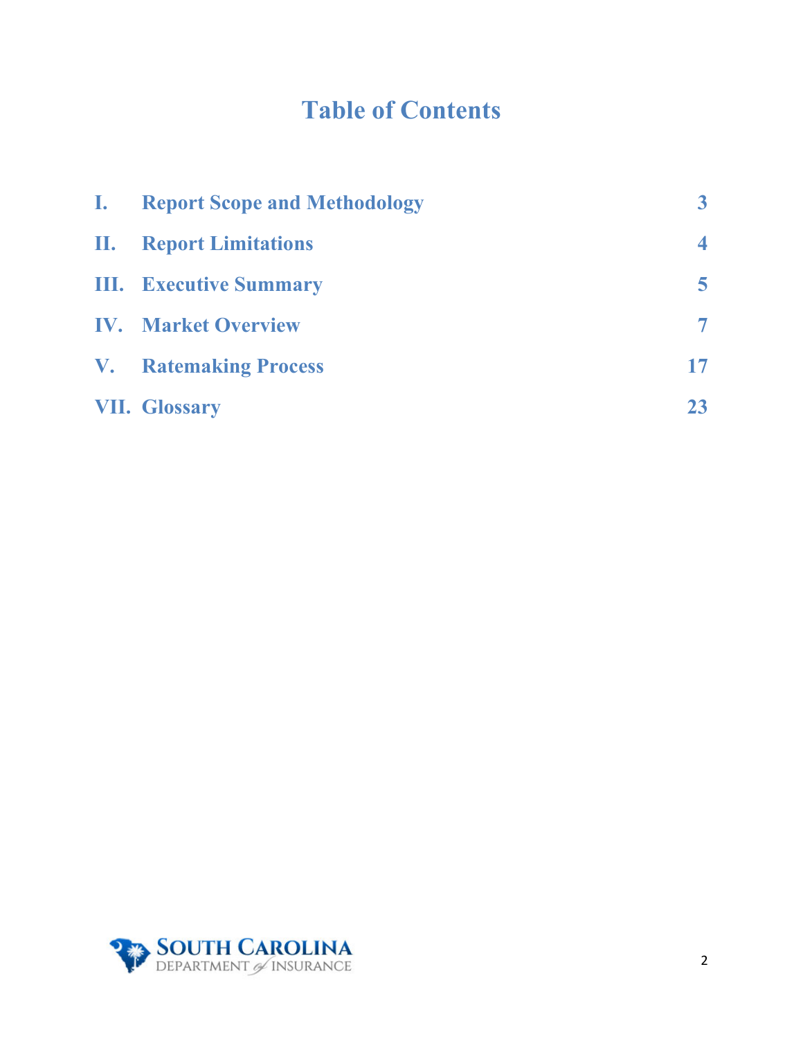# Table of Contents

| | | |
|---|---|---|
| I. | Report Scope and Methodology | 3 |
| II. | Report Limitations | 4 |
| III. | Executive Summary | 5 |
| IV. | Market Overview | 7 |
| V. | Ratemaking Process | 17 |
| VII. | Glossary | 23 |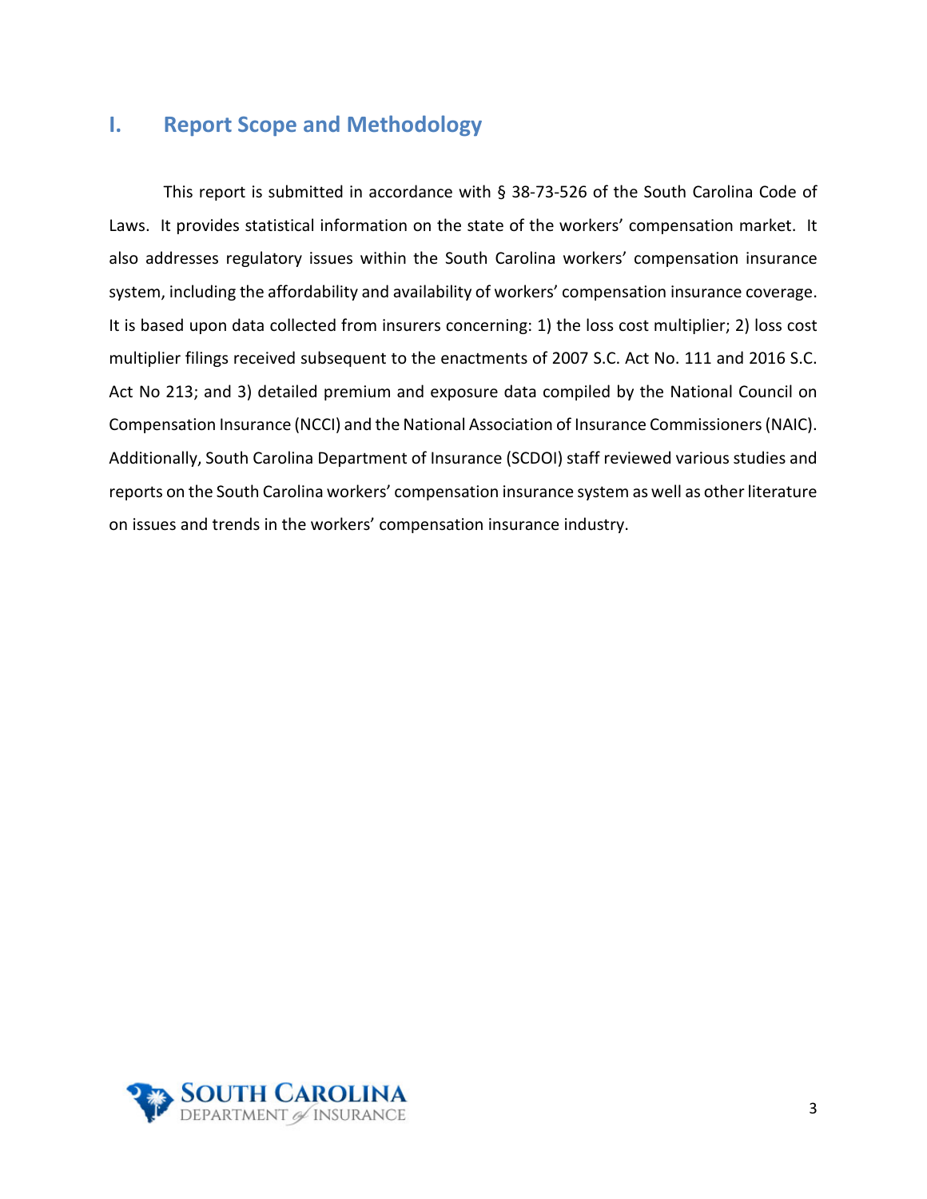## I. Report Scope and Methodology

This report is submitted in accordance with § 38-73-526 of the South Carolina Code of Laws. It provides statistical information on the state of the workers' compensation market. It also addresses regulatory issues within the South Carolina workers' compensation insurance system, including the affordability and availability of workers' compensation insurance coverage. It is based upon data collected from insurers concerning: 1) the loss cost multiplier; 2) loss cost multiplier filings received subsequent to the enactments of 2007 S.C. Act No. 111 and 2016 S.C. Act No 213; and 3) detailed premium and exposure data compiled by the National Council on Compensation Insurance (NCCI) and the National Association of Insurance Commissioners (NAIC). Additionally, South Carolina Department of Insurance (SCDOI) staff reviewed various studies and reports on the South Carolina workers' compensation insurance system as well as other literature on issues and trends in the workers' compensation insurance industry.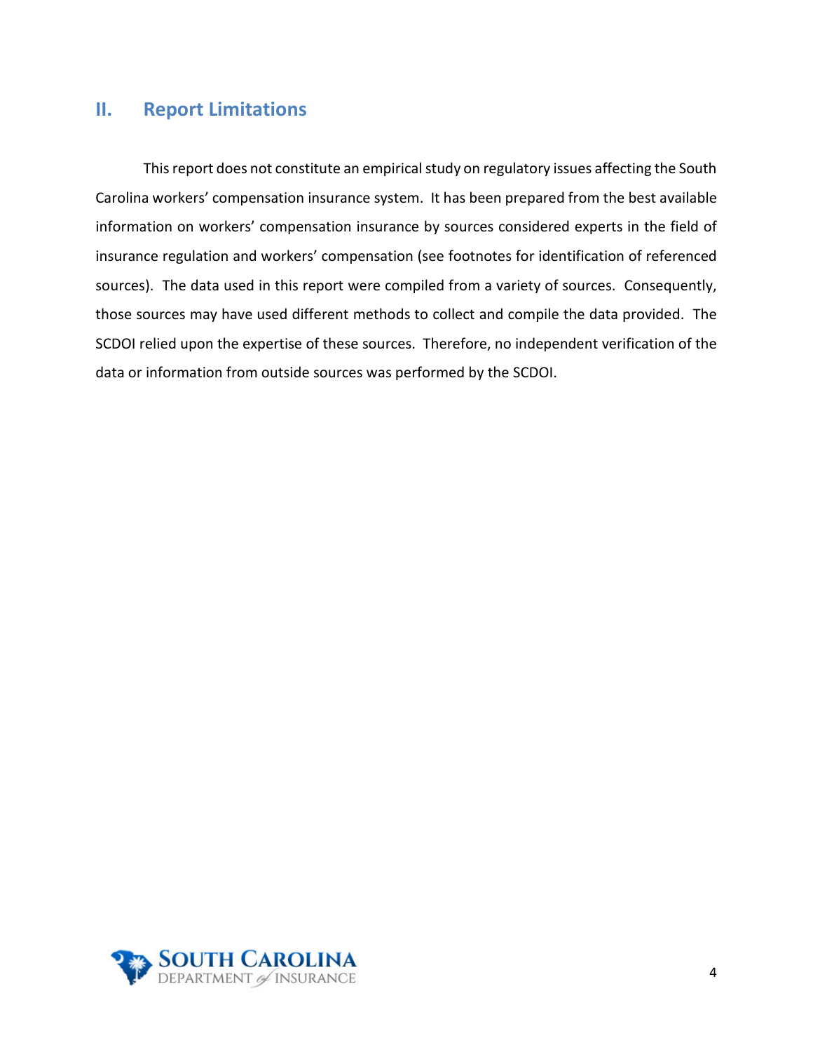## II. Report Limitations

This report does not constitute an empirical study on regulatory issues affecting the South Carolina workers' compensation insurance system. It has been prepared from the best available information on workers' compensation insurance by sources considered experts in the field of insurance regulation and workers' compensation (see footnotes for identification of referenced sources). The data used in this report were compiled from a variety of sources. Consequently, those sources may have used different methods to collect and compile the data provided. The SCDOI relied upon the expertise of these sources. Therefore, no independent verification of the data or information from outside sources was performed by the SCDOI.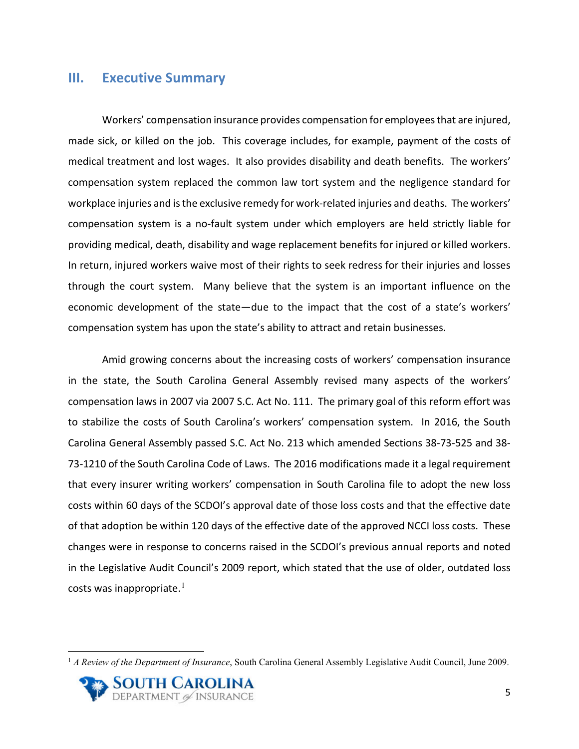## III. Executive Summary

Workers' compensation insurance provides compensation for employees that are injured, made sick, or killed on the job. This coverage includes, for example, payment of the costs of medical treatment and lost wages. It also provides disability and death benefits. The workers' compensation system replaced the common law tort system and the negligence standard for workplace injuries and is the exclusive remedy for work-related injuries and deaths. The workers' compensation system is a no-fault system under which employers are held strictly liable for providing medical, death, disability and wage replacement benefits for injured or killed workers. In return, injured workers waive most of their rights to seek redress for their injuries and losses through the court system. Many believe that the system is an important influence on the economic development of the state—due to the impact that the cost of a state's workers' compensation system has upon the state's ability to attract and retain businesses.

Amid growing concerns about the increasing costs of workers' compensation insurance in the state, the South Carolina General Assembly revised many aspects of the workers' compensation laws in 2007 via 2007 S.C. Act No. 111. The primary goal of this reform effort was to stabilize the costs of South Carolina's workers' compensation system. In 2016, the South Carolina General Assembly passed S.C. Act No. 213 which amended Sections 38-73-525 and 38-73-1210 of the South Carolina Code of Laws. The 2016 modifications made it a legal requirement that every insurer writing workers' compensation in South Carolina file to adopt the new loss costs within 60 days of the SCDOI's approval date of those loss costs and that the effective date of that adoption be within 120 days of the effective date of the approved NCCI loss costs. These changes were in response to concerns raised in the SCDOI's previous annual reports and noted in the Legislative Audit Council's 2009 report, which stated that the use of older, outdated loss costs was inappropriate.[1]

[1] *A Review of the Department of Insurance*, South Carolina General Assembly Legislative Audit Council, June 2009.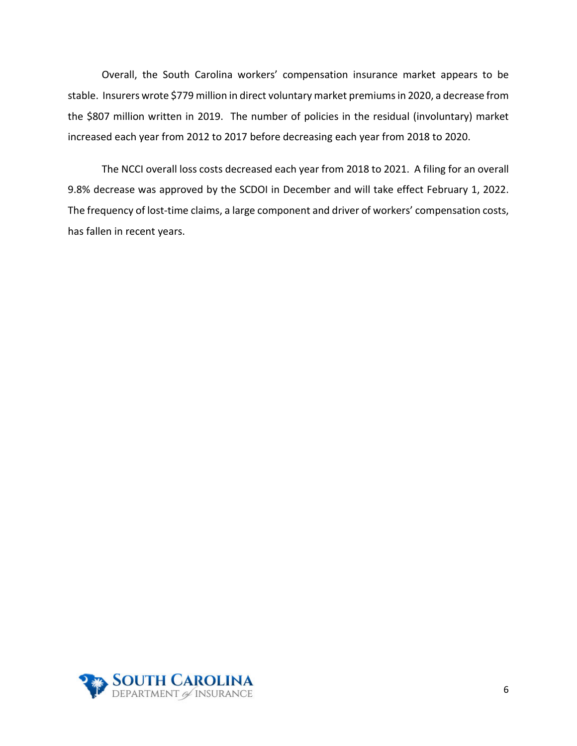Overall, the South Carolina workers' compensation insurance market appears to be stable. Insurers wrote $779 million in direct voluntary market premiums in 2020, a decrease from the $807 million written in 2019. The number of policies in the residual (involuntary) market increased each year from 2012 to 2017 before decreasing each year from 2018 to 2020.

The NCCI overall loss costs decreased each year from 2018 to 2021. A filing for an overall 9.8% decrease was approved by the SCDOI in December and will take effect February 1, 2022. The frequency of lost-time claims, a large component and driver of workers' compensation costs, has fallen in recent years.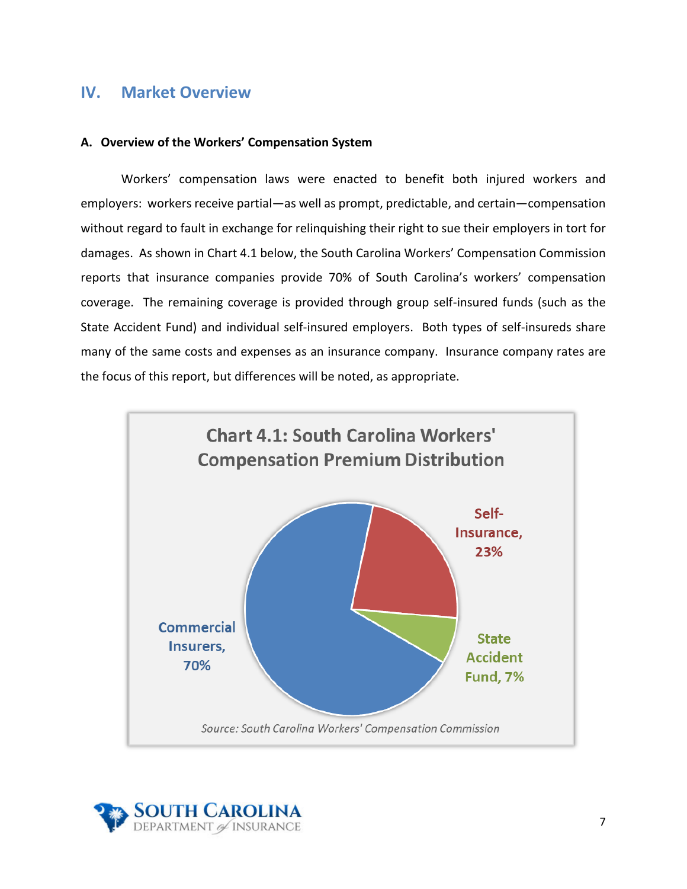## IV. Market Overview

### A. Overview of the Workers' Compensation System

Workers' compensation laws were enacted to benefit both injured workers and employers: workers receive partial—as well as prompt, predictable, and certain—compensation without regard to fault in exchange for relinquishing their right to sue their employers in tort for damages. As shown in Chart 4.1 below, the South Carolina Workers' Compensation Commission reports that insurance companies provide 70% of South Carolina's workers' compensation coverage. The remaining coverage is provided through group self-insured funds (such as the State Accident Fund) and individual self-insured employers. Both types of self-insureds share many of the same costs and expenses as an insurance company. Insurance company rates are the focus of this report, but differences will be noted, as appropriate.

**Chart 4.1: South Carolina Workers' Compensation Premium Distribution**

| Category | Share |
| --- | --- |
| Commercial Insurers | 70% |
| Self-Insurance | 23% |
| State Accident Fund | 7% |

*Source: South Carolina Workers' Compensation Commission*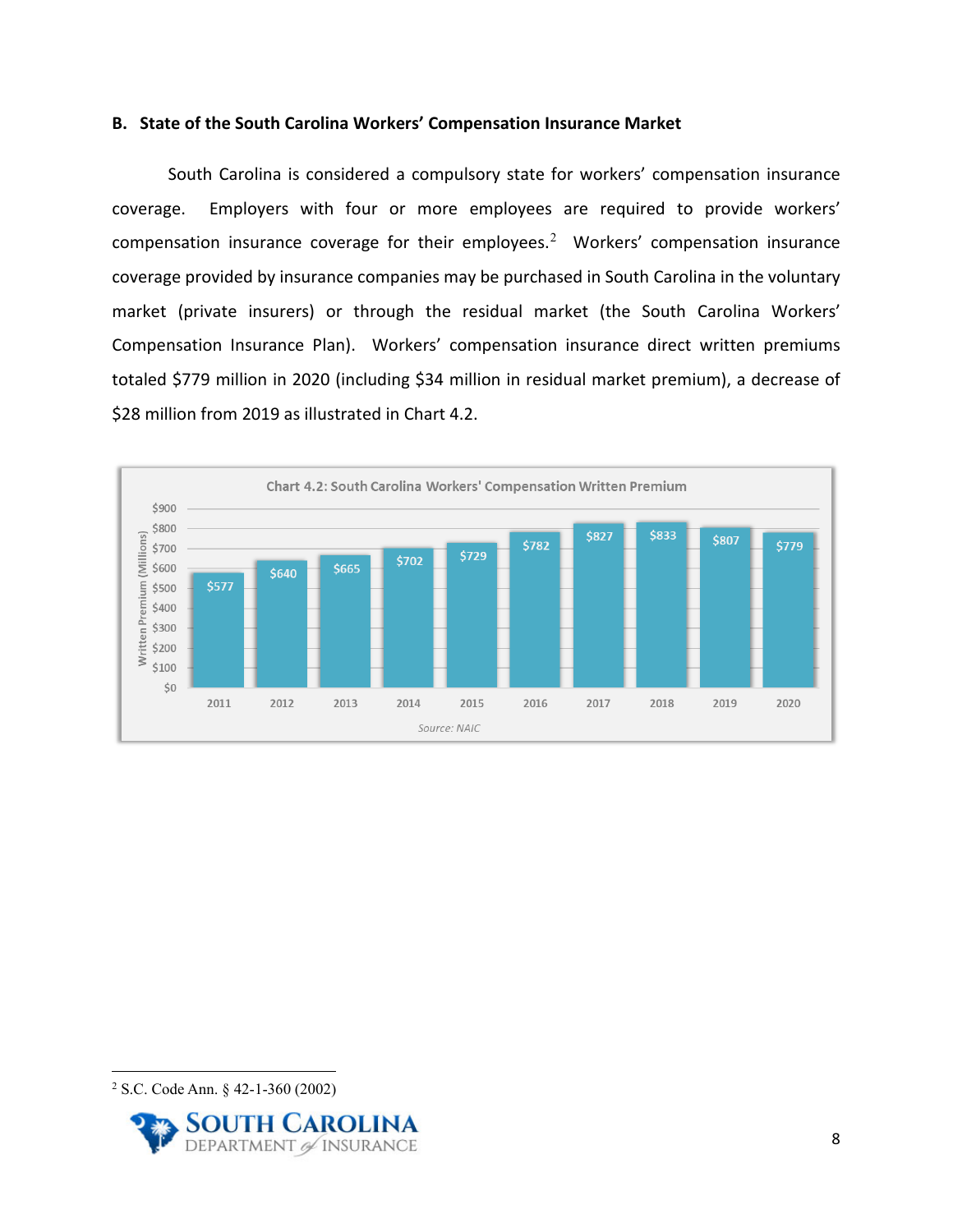### B. State of the South Carolina Workers' Compensation Insurance Market

South Carolina is considered a compulsory state for workers' compensation insurance coverage. Employers with four or more employees are required to provide workers' compensation insurance coverage for their employees.[2] Workers' compensation insurance coverage provided by insurance companies may be purchased in South Carolina in the voluntary market (private insurers) or through the residual market (the South Carolina Workers' Compensation Insurance Plan). Workers' compensation insurance direct written premiums totaled $779 million in 2020 (including $34 million in residual market premium), a decrease of $28 million from 2019 as illustrated in Chart 4.2.

**Chart 4.2: South Carolina Workers' Compensation Written Premium**

| Year | Written Premium (Millions) |
|---|---|
| 2011 | $577 |
| 2012 | $640 |
| 2013 | $665 |
| 2014 | $702 |
| 2015 | $729 |
| 2016 | $782 |
| 2017 | $827 |
| 2018 | $833 |
| 2019 | $807 |
| 2020 | $779 |

*Source: NAIC*

---

[2] S.C. Code Ann. § 42-1-360 (2002)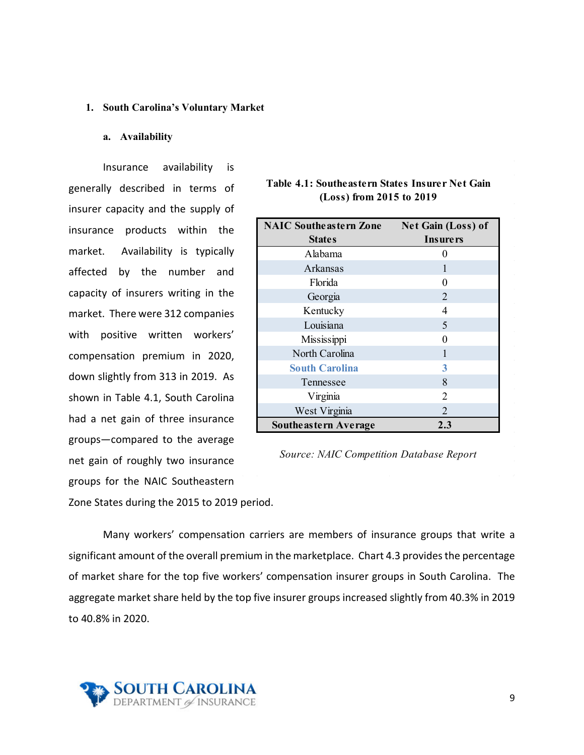1. **South Carolina's Voluntary Market**

   a. **Availability**

Insurance availability is generally described in terms of insurer capacity and the supply of insurance products within the market. Availability is typically affected by the number and capacity of insurers writing in the market. There were 312 companies with positive written workers' compensation premium in 2020, down slightly from 313 in 2019. As shown in Table 4.1, South Carolina had a net gain of three insurance groups—compared to the average net gain of roughly two insurance groups for the NAIC Southeastern Zone States during the 2015 to 2019 period.

**Table 4.1: Southeastern States Insurer Net Gain (Loss) from 2015 to 2019**

| NAIC Southeastern Zone States | Net Gain (Loss) of Insurers |
|---|---|
| Alabama | 0 |
| Arkansas | 1 |
| Florida | 0 |
| Georgia | 2 |
| Kentucky | 4 |
| Louisiana | 5 |
| Mississippi | 0 |
| North Carolina | 1 |
| **South Carolina** | **3** |
| Tennessee | 8 |
| Virginia | 2 |
| West Virginia | 2 |
| **Southeastern Average** | **2.3** |

*Source: NAIC Competition Database Report*

Many workers' compensation carriers are members of insurance groups that write a significant amount of the overall premium in the marketplace. Chart 4.3 provides the percentage of market share for the top five workers' compensation insurer groups in South Carolina. The aggregate market share held by the top five insurer groups increased slightly from 40.3% in 2019 to 40.8% in 2020.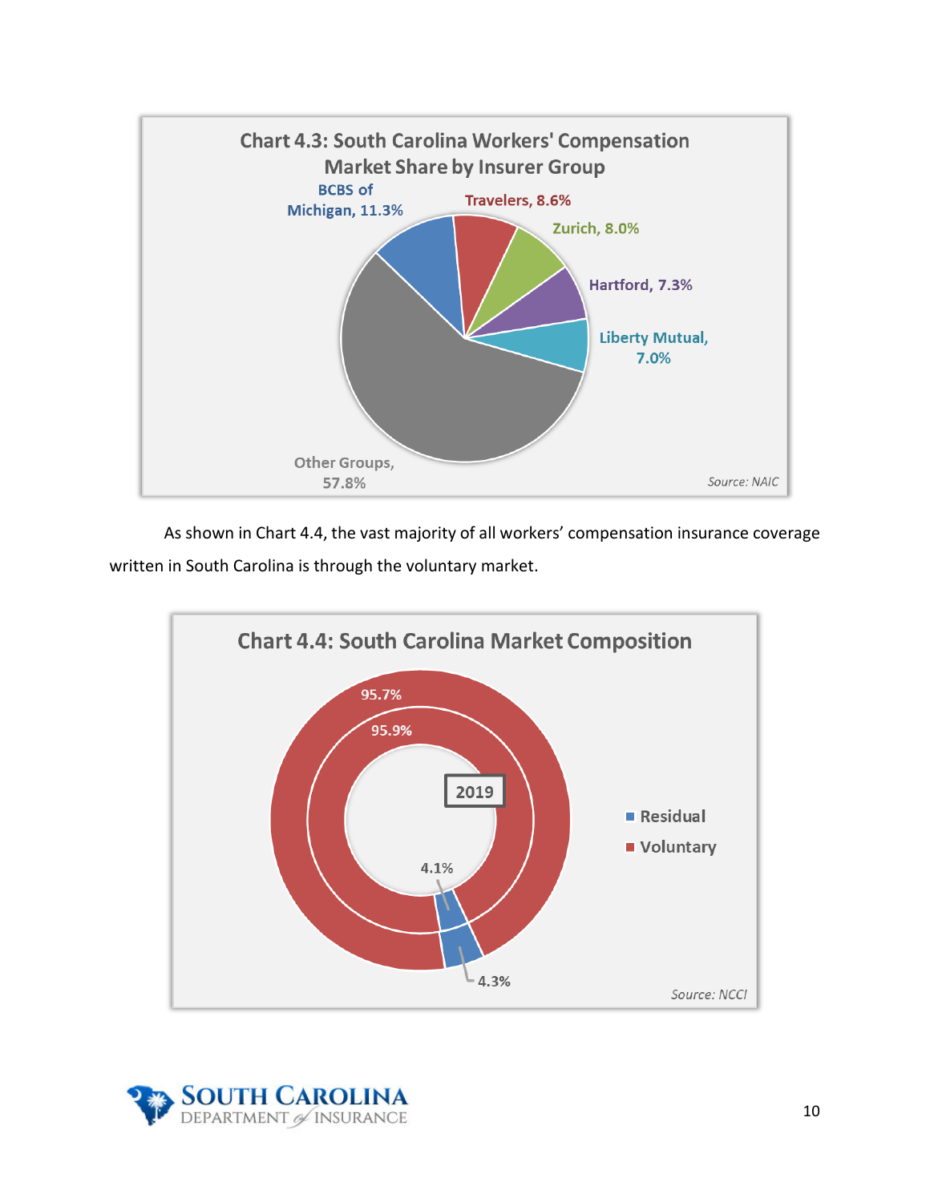**Chart 4.3: South Carolina Workers' Compensation Market Share by Insurer Group**

| Insurer Group | Market Share |
|---|---|
| BCBS of Michigan | 11.3% |
| Travelers | 8.6% |
| Zurich | 8.0% |
| Hartford | 7.3% |
| Liberty Mutual | 7.0% |
| Other Groups | 57.8% |

*Source: NAIC*

As shown in Chart 4.4, the vast majority of all workers' compensation insurance coverage written in South Carolina is through the voluntary market.

**Chart 4.4: South Carolina Market Composition**

2019

| Ring | Voluntary | Residual |
|---|---|---|
| Inner | 95.9% | 4.1% |
| Outer | 95.7% | 4.3% |

*Source: NCCI*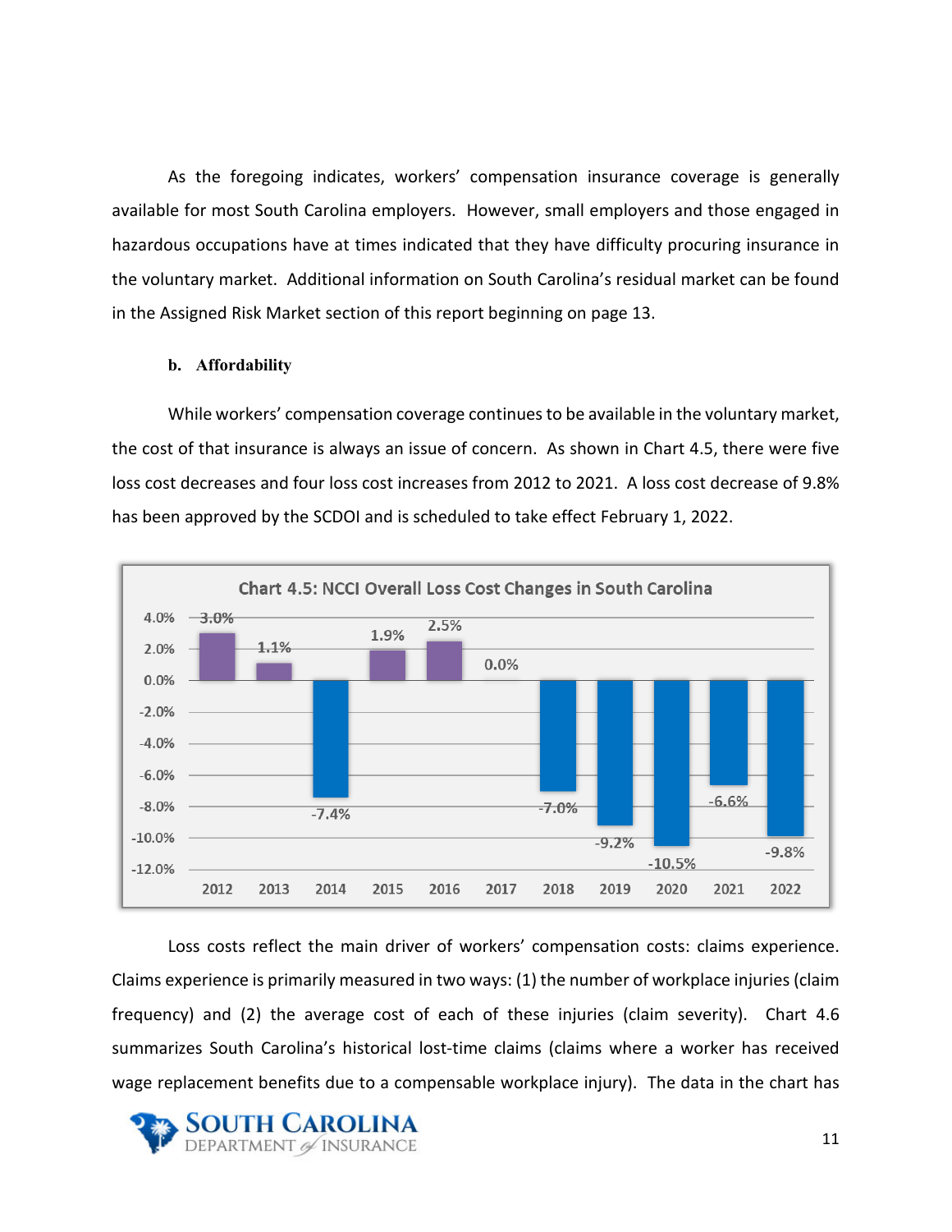As the foregoing indicates, workers' compensation insurance coverage is generally available for most South Carolina employers. However, small employers and those engaged in hazardous occupations have at times indicated that they have difficulty procuring insurance in the voluntary market. Additional information on South Carolina's residual market can be found in the Assigned Risk Market section of this report beginning on page 13.

**b. Affordability**

While workers' compensation coverage continues to be available in the voluntary market, the cost of that insurance is always an issue of concern. As shown in Chart 4.5, there were five loss cost decreases and four loss cost increases from 2012 to 2021. A loss cost decrease of 9.8% has been approved by the SCDOI and is scheduled to take effect February 1, 2022.

**Chart 4.5: NCCI Overall Loss Cost Changes in South Carolina**

| Year | Loss Cost Change |
|---|---|
| 2012 | 3.0% |
| 2013 | 1.1% |
| 2014 | -7.4% |
| 2015 | 1.9% |
| 2016 | 2.5% |
| 2017 | 0.0% |
| 2018 | -7.0% |
| 2019 | -9.2% |
| 2020 | -10.5% |
| 2021 | -6.6% |
| 2022 | -9.8% |

Loss costs reflect the main driver of workers' compensation costs: claims experience. Claims experience is primarily measured in two ways: (1) the number of workplace injuries (claim frequency) and (2) the average cost of each of these injuries (claim severity). Chart 4.6 summarizes South Carolina's historical lost-time claims (claims where a worker has received wage replacement benefits due to a compensable workplace injury). The data in the chart has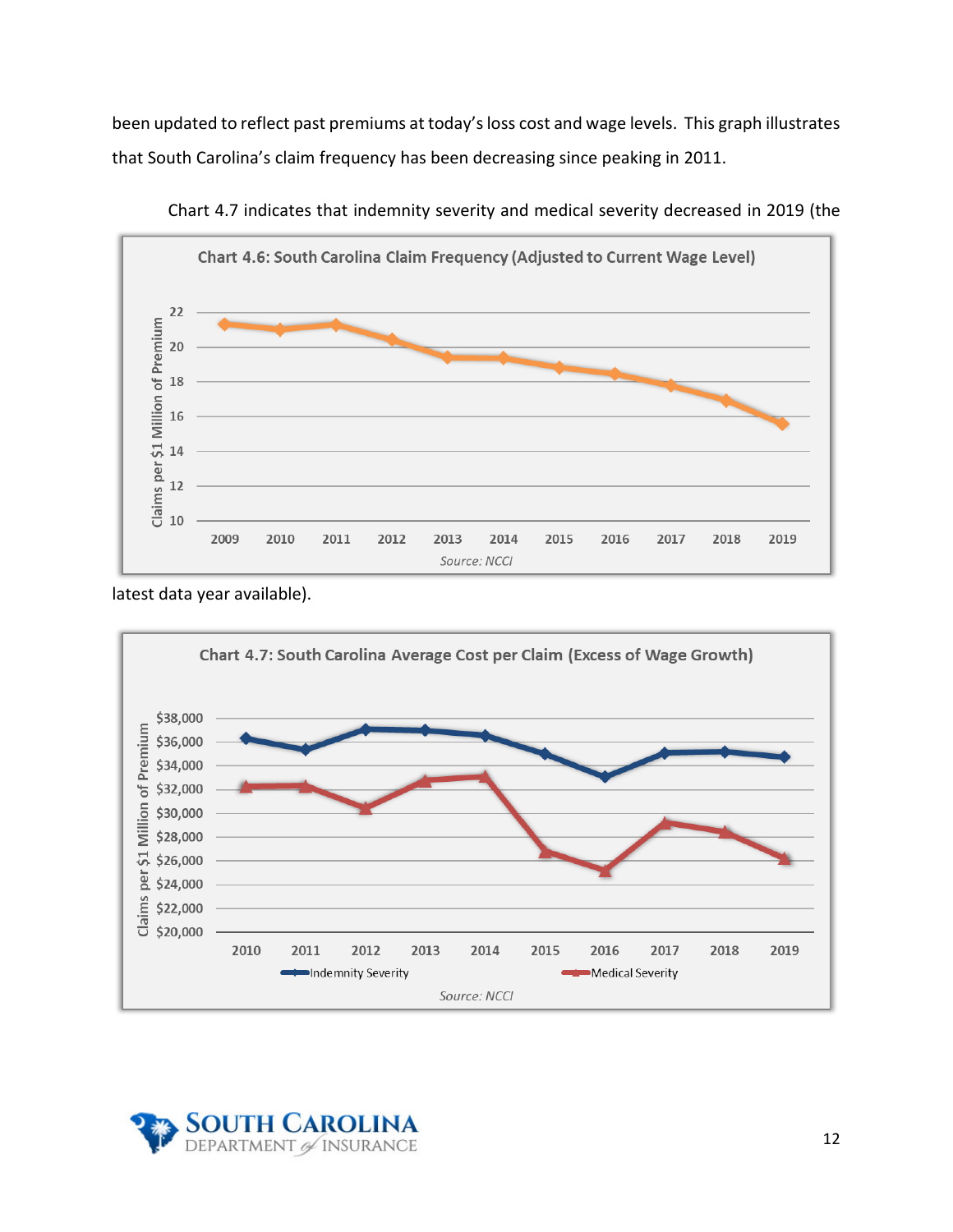been updated to reflect past premiums at today's loss cost and wage levels. This graph illustrates that South Carolina's claim frequency has been decreasing since peaking in 2011.

Chart 4.7 indicates that indemnity severity and medical severity decreased in 2019 (the latest data year available).

**Chart 4.6: South Carolina Claim Frequency (Adjusted to Current Wage Level)**

Source: NCCI

**Chart 4.7: South Carolina Average Cost per Claim (Excess of Wage Growth)**

Source: NCCI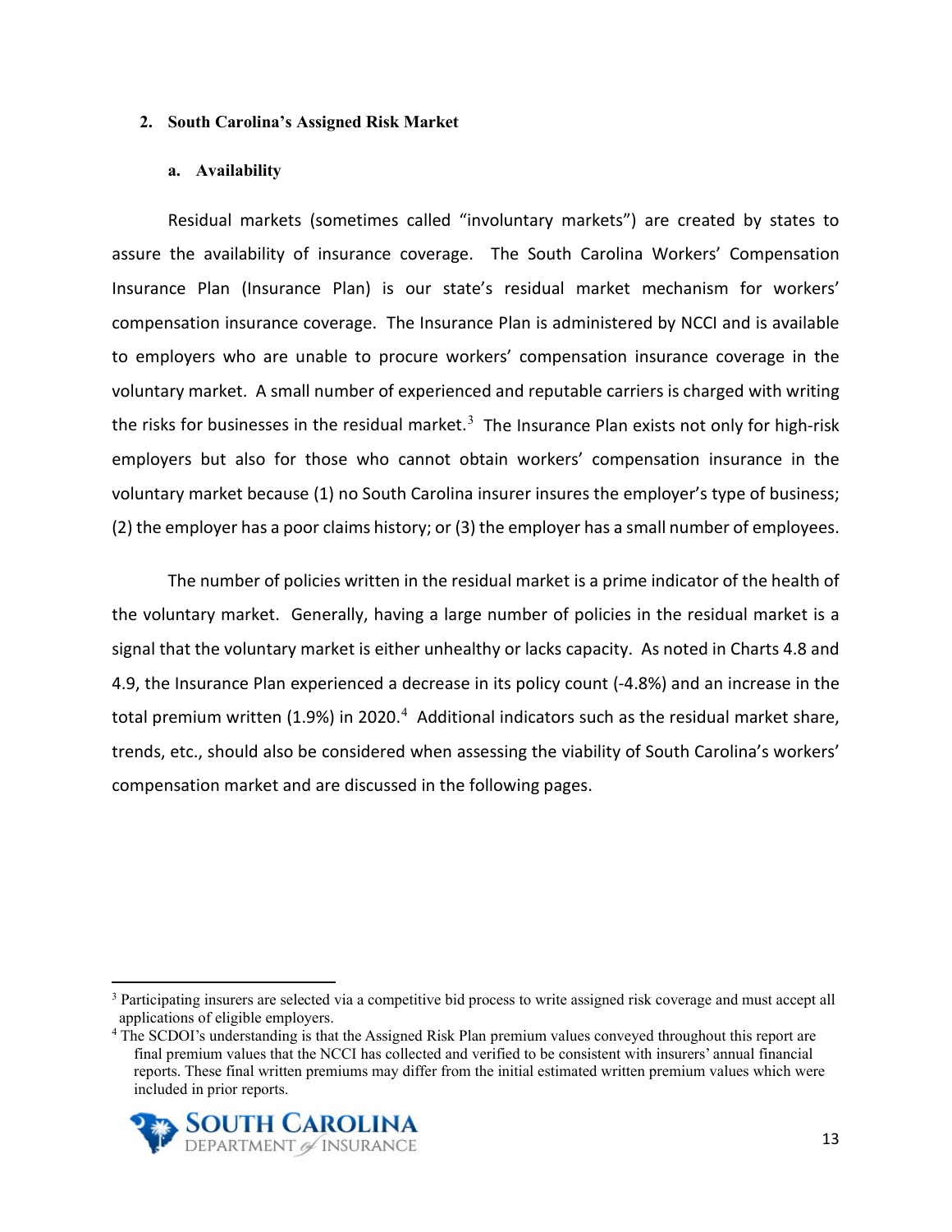## 2. South Carolina's Assigned Risk Market

### a. Availability

Residual markets (sometimes called "involuntary markets") are created by states to assure the availability of insurance coverage. The South Carolina Workers' Compensation Insurance Plan (Insurance Plan) is our state's residual market mechanism for workers' compensation insurance coverage. The Insurance Plan is administered by NCCI and is available to employers who are unable to procure workers' compensation insurance coverage in the voluntary market. A small number of experienced and reputable carriers is charged with writing the risks for businesses in the residual market.[3] The Insurance Plan exists not only for high-risk employers but also for those who cannot obtain workers' compensation insurance in the voluntary market because (1) no South Carolina insurer insures the employer's type of business; (2) the employer has a poor claims history; or (3) the employer has a small number of employees.

The number of policies written in the residual market is a prime indicator of the health of the voluntary market. Generally, having a large number of policies in the residual market is a signal that the voluntary market is either unhealthy or lacks capacity. As noted in Charts 4.8 and 4.9, the Insurance Plan experienced a decrease in its policy count (-4.8%) and an increase in the total premium written (1.9%) in 2020.[4] Additional indicators such as the residual market share, trends, etc., should also be considered when assessing the viability of South Carolina's workers' compensation market and are discussed in the following pages.

---

[3] Participating insurers are selected via a competitive bid process to write assigned risk coverage and must accept all applications of eligible employers.

[4] The SCDOI's understanding is that the Assigned Risk Plan premium values conveyed throughout this report are final premium values that the NCCI has collected and verified to be consistent with insurers' annual financial reports. These final written premiums may differ from the initial estimated written premium values which were included in prior reports.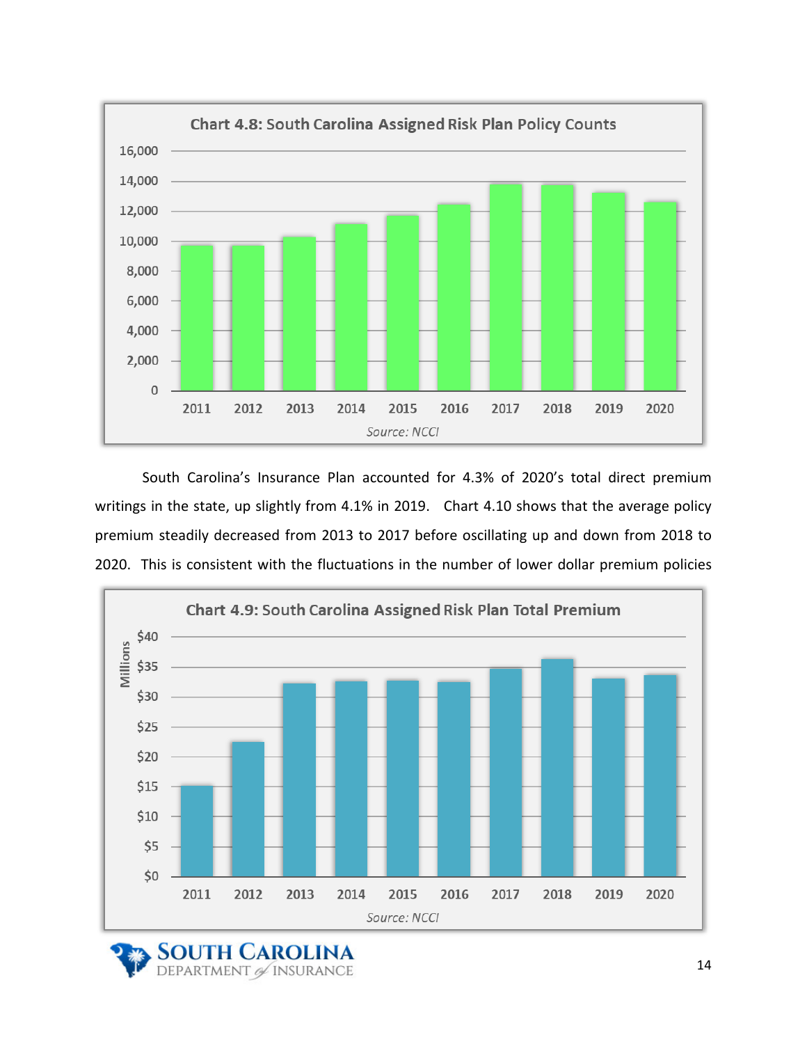**Chart 4.8: South Carolina Assigned Risk Plan Policy Counts**

*Source: NCCI*

South Carolina's Insurance Plan accounted for 4.3% of 2020's total direct premium writings in the state, up slightly from 4.1% in 2019. Chart 4.10 shows that the average policy premium steadily decreased from 2013 to 2017 before oscillating up and down from 2018 to 2020. This is consistent with the fluctuations in the number of lower dollar premium policies

**Chart 4.9: South Carolina Assigned Risk Plan Total Premium**

*Source: NCCI*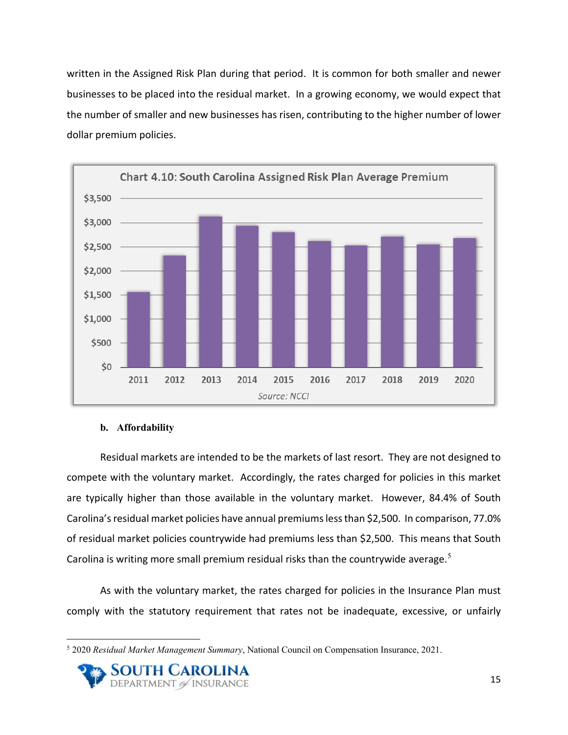written in the Assigned Risk Plan during that period. It is common for both smaller and newer businesses to be placed into the residual market. In a growing economy, we would expect that the number of smaller and new businesses has risen, contributing to the higher number of lower dollar premium policies.

Chart 4.10: South Carolina Assigned Risk Plan Average Premium

*Source: NCCI*

#### b. Affordability

Residual markets are intended to be the markets of last resort. They are not designed to compete with the voluntary market. Accordingly, the rates charged for policies in this market are typically higher than those available in the voluntary market. However, 84.4% of South Carolina's residual market policies have annual premiums less than $2,500. In comparison, 77.0% of residual market policies countrywide had premiums less than $2,500. This means that South Carolina is writing more small premium residual risks than the countrywide average.[5]

As with the voluntary market, the rates charged for policies in the Insurance Plan must comply with the statutory requirement that rates not be inadequate, excessive, or unfairly

[5] 2020 *Residual Market Management Summary*, National Council on Compensation Insurance, 2021.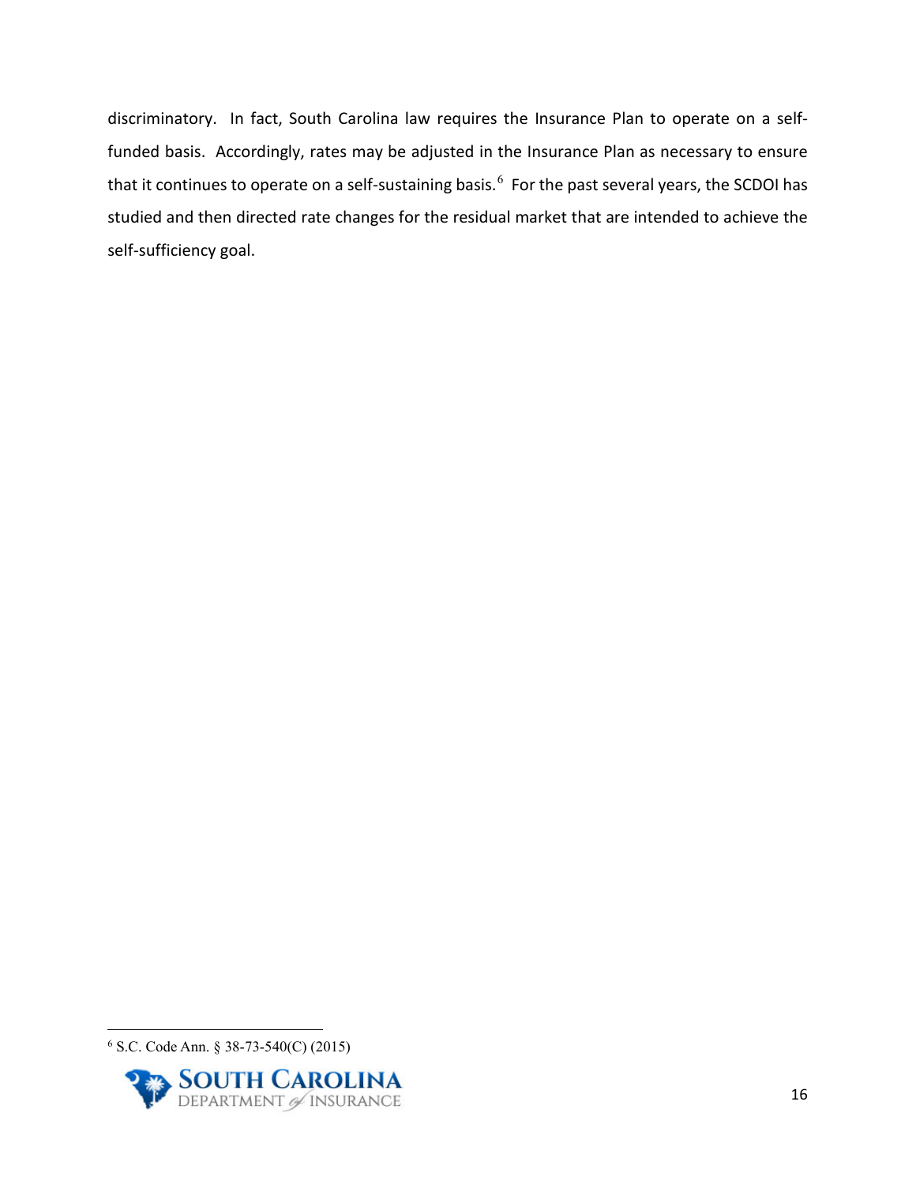discriminatory. In fact, South Carolina law requires the Insurance Plan to operate on a self-funded basis. Accordingly, rates may be adjusted in the Insurance Plan as necessary to ensure that it continues to operate on a self-sustaining basis.[6] For the past several years, the SCDOI has studied and then directed rate changes for the residual market that are intended to achieve the self-sufficiency goal.

---

[6] S.C. Code Ann. § 38-73-540(C) (2015)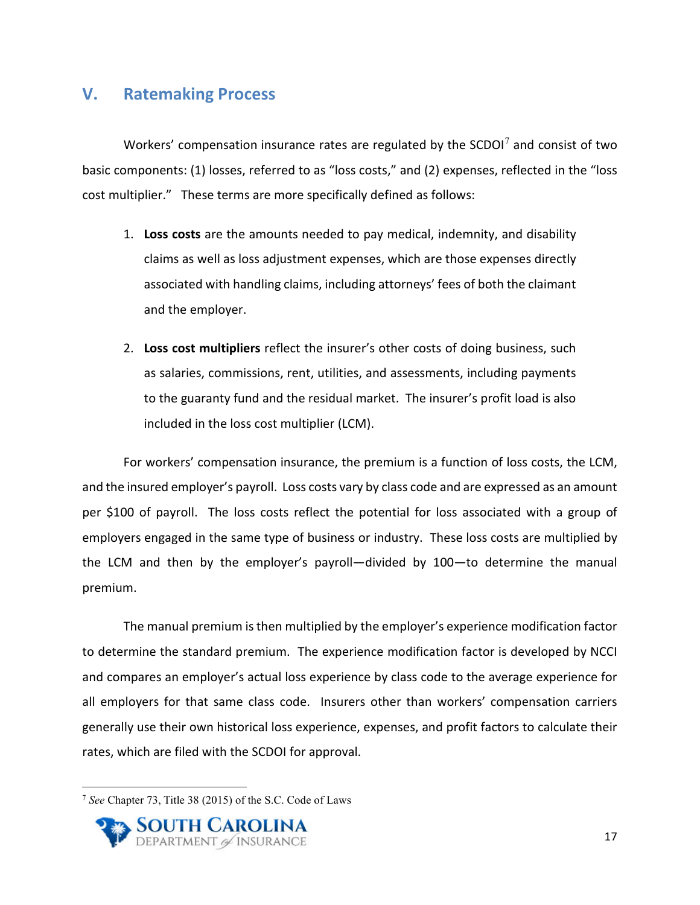## V. Ratemaking Process

Workers' compensation insurance rates are regulated by the SCDOI[7] and consist of two basic components: (1) losses, referred to as "loss costs," and (2) expenses, reflected in the "loss cost multiplier." These terms are more specifically defined as follows:

1. **Loss costs** are the amounts needed to pay medical, indemnity, and disability claims as well as loss adjustment expenses, which are those expenses directly associated with handling claims, including attorneys' fees of both the claimant and the employer.

2. **Loss cost multipliers** reflect the insurer's other costs of doing business, such as salaries, commissions, rent, utilities, and assessments, including payments to the guaranty fund and the residual market. The insurer's profit load is also included in the loss cost multiplier (LCM).

For workers' compensation insurance, the premium is a function of loss costs, the LCM, and the insured employer's payroll. Loss costs vary by class code and are expressed as an amount per $100 of payroll. The loss costs reflect the potential for loss associated with a group of employers engaged in the same type of business or industry. These loss costs are multiplied by the LCM and then by the employer's payroll—divided by 100—to determine the manual premium.

The manual premium is then multiplied by the employer's experience modification factor to determine the standard premium. The experience modification factor is developed by NCCI and compares an employer's actual loss experience by class code to the average experience for all employers for that same class code. Insurers other than workers' compensation carriers generally use their own historical loss experience, expenses, and profit factors to calculate their rates, which are filed with the SCDOI for approval.

[7] *See* Chapter 73, Title 38 (2015) of the S.C. Code of Laws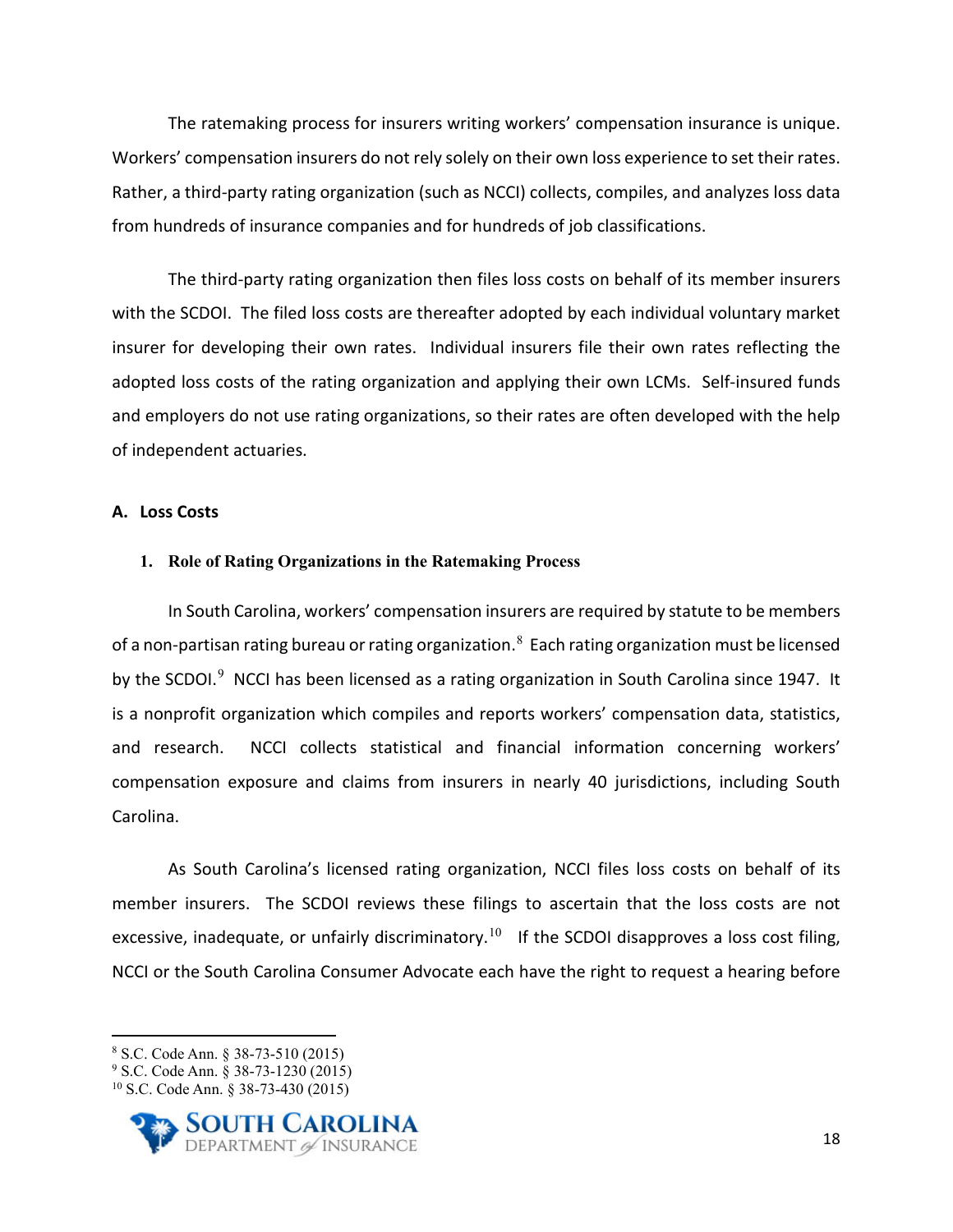The ratemaking process for insurers writing workers' compensation insurance is unique. Workers' compensation insurers do not rely solely on their own loss experience to set their rates. Rather, a third-party rating organization (such as NCCI) collects, compiles, and analyzes loss data from hundreds of insurance companies and for hundreds of job classifications.

The third-party rating organization then files loss costs on behalf of its member insurers with the SCDOI. The filed loss costs are thereafter adopted by each individual voluntary market insurer for developing their own rates. Individual insurers file their own rates reflecting the adopted loss costs of the rating organization and applying their own LCMs. Self-insured funds and employers do not use rating organizations, so their rates are often developed with the help of independent actuaries.

## A. Loss Costs

### 1. Role of Rating Organizations in the Ratemaking Process

In South Carolina, workers' compensation insurers are required by statute to be members of a non-partisan rating bureau or rating organization.[8] Each rating organization must be licensed by the SCDOI.[9] NCCI has been licensed as a rating organization in South Carolina since 1947. It is a nonprofit organization which compiles and reports workers' compensation data, statistics, and research. NCCI collects statistical and financial information concerning workers' compensation exposure and claims from insurers in nearly 40 jurisdictions, including South Carolina.

As South Carolina's licensed rating organization, NCCI files loss costs on behalf of its member insurers. The SCDOI reviews these filings to ascertain that the loss costs are not excessive, inadequate, or unfairly discriminatory.[10] If the SCDOI disapproves a loss cost filing, NCCI or the South Carolina Consumer Advocate each have the right to request a hearing before

---

[8] S.C. Code Ann. § 38-73-510 (2015)

[9] S.C. Code Ann. § 38-73-1230 (2015)

[10] S.C. Code Ann. § 38-73-430 (2015)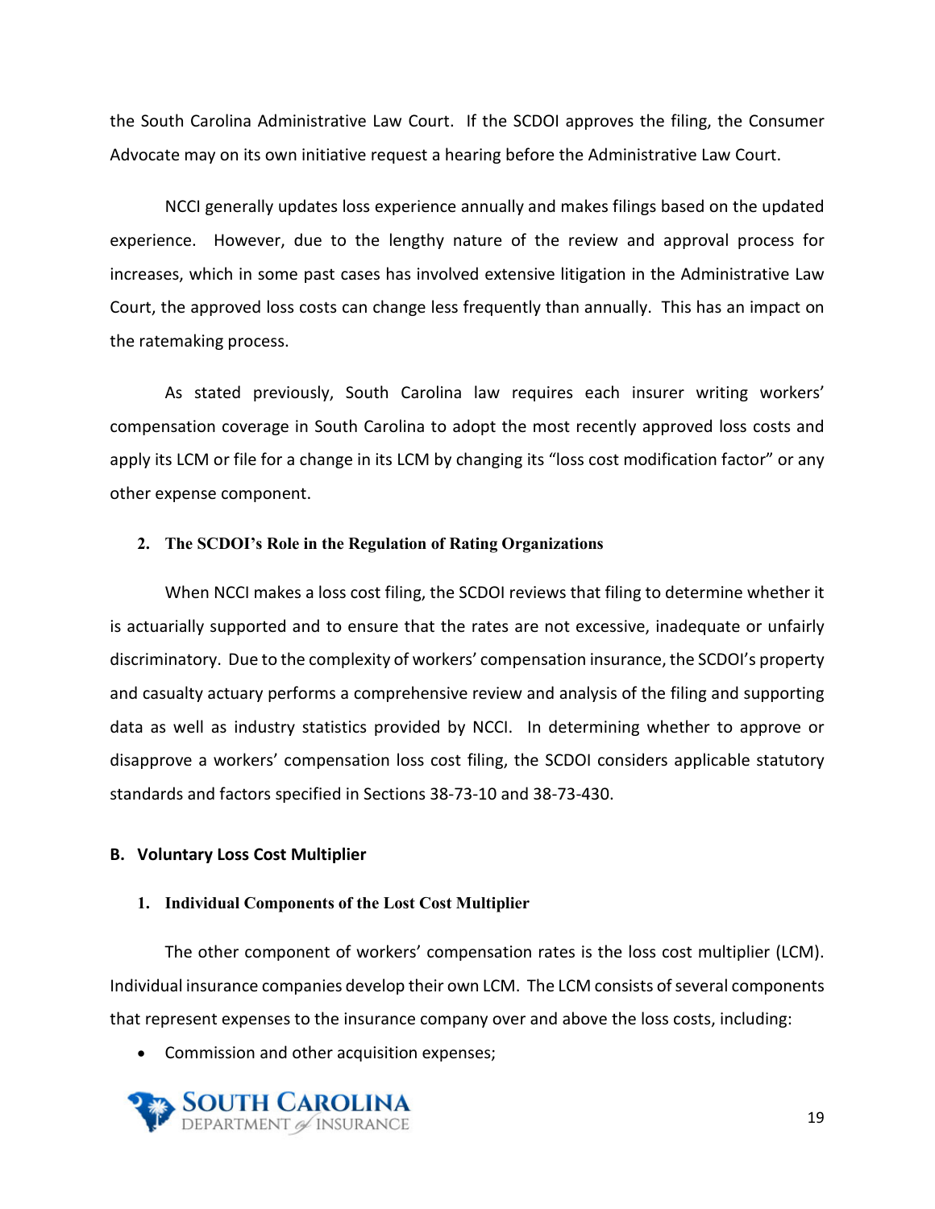the South Carolina Administrative Law Court. If the SCDOI approves the filing, the Consumer Advocate may on its own initiative request a hearing before the Administrative Law Court.

NCCI generally updates loss experience annually and makes filings based on the updated experience. However, due to the lengthy nature of the review and approval process for increases, which in some past cases has involved extensive litigation in the Administrative Law Court, the approved loss costs can change less frequently than annually. This has an impact on the ratemaking process.

As stated previously, South Carolina law requires each insurer writing workers' compensation coverage in South Carolina to adopt the most recently approved loss costs and apply its LCM or file for a change in its LCM by changing its "loss cost modification factor" or any other expense component.

#### 2. The SCDOI's Role in the Regulation of Rating Organizations

When NCCI makes a loss cost filing, the SCDOI reviews that filing to determine whether it is actuarially supported and to ensure that the rates are not excessive, inadequate or unfairly discriminatory. Due to the complexity of workers' compensation insurance, the SCDOI's property and casualty actuary performs a comprehensive review and analysis of the filing and supporting data as well as industry statistics provided by NCCI. In determining whether to approve or disapprove a workers' compensation loss cost filing, the SCDOI considers applicable statutory standards and factors specified in Sections 38-73-10 and 38-73-430.

### B. Voluntary Loss Cost Multiplier

#### 1. Individual Components of the Lost Cost Multiplier

The other component of workers' compensation rates is the loss cost multiplier (LCM). Individual insurance companies develop their own LCM. The LCM consists of several components that represent expenses to the insurance company over and above the loss costs, including:

- Commission and other acquisition expenses;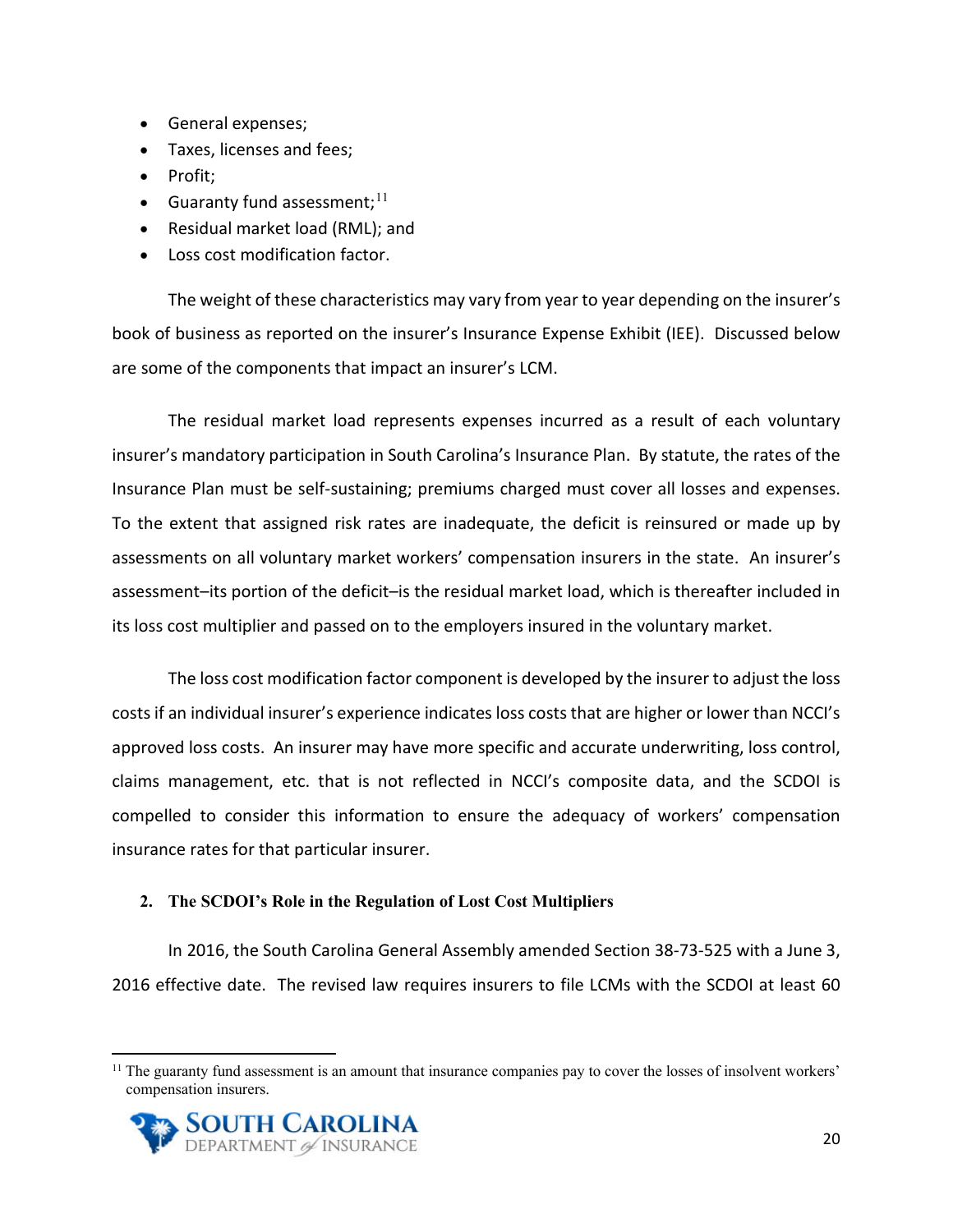- General expenses;
- Taxes, licenses and fees;
- Profit;
- Guaranty fund assessment;[11]
- Residual market load (RML); and
- Loss cost modification factor.

The weight of these characteristics may vary from year to year depending on the insurer's book of business as reported on the insurer's Insurance Expense Exhibit (IEE). Discussed below are some of the components that impact an insurer's LCM.

The residual market load represents expenses incurred as a result of each voluntary insurer's mandatory participation in South Carolina's Insurance Plan. By statute, the rates of the Insurance Plan must be self-sustaining; premiums charged must cover all losses and expenses. To the extent that assigned risk rates are inadequate, the deficit is reinsured or made up by assessments on all voluntary market workers' compensation insurers in the state. An insurer's assessment–its portion of the deficit–is the residual market load, which is thereafter included in its loss cost multiplier and passed on to the employers insured in the voluntary market.

The loss cost modification factor component is developed by the insurer to adjust the loss costs if an individual insurer's experience indicates loss costs that are higher or lower than NCCI's approved loss costs. An insurer may have more specific and accurate underwriting, loss control, claims management, etc. that is not reflected in NCCI's composite data, and the SCDOI is compelled to consider this information to ensure the adequacy of workers' compensation insurance rates for that particular insurer.

### 2. The SCDOI's Role in the Regulation of Lost Cost Multipliers

In 2016, the South Carolina General Assembly amended Section 38-73-525 with a June 3, 2016 effective date. The revised law requires insurers to file LCMs with the SCDOI at least 60

[11] The guaranty fund assessment is an amount that insurance companies pay to cover the losses of insolvent workers' compensation insurers.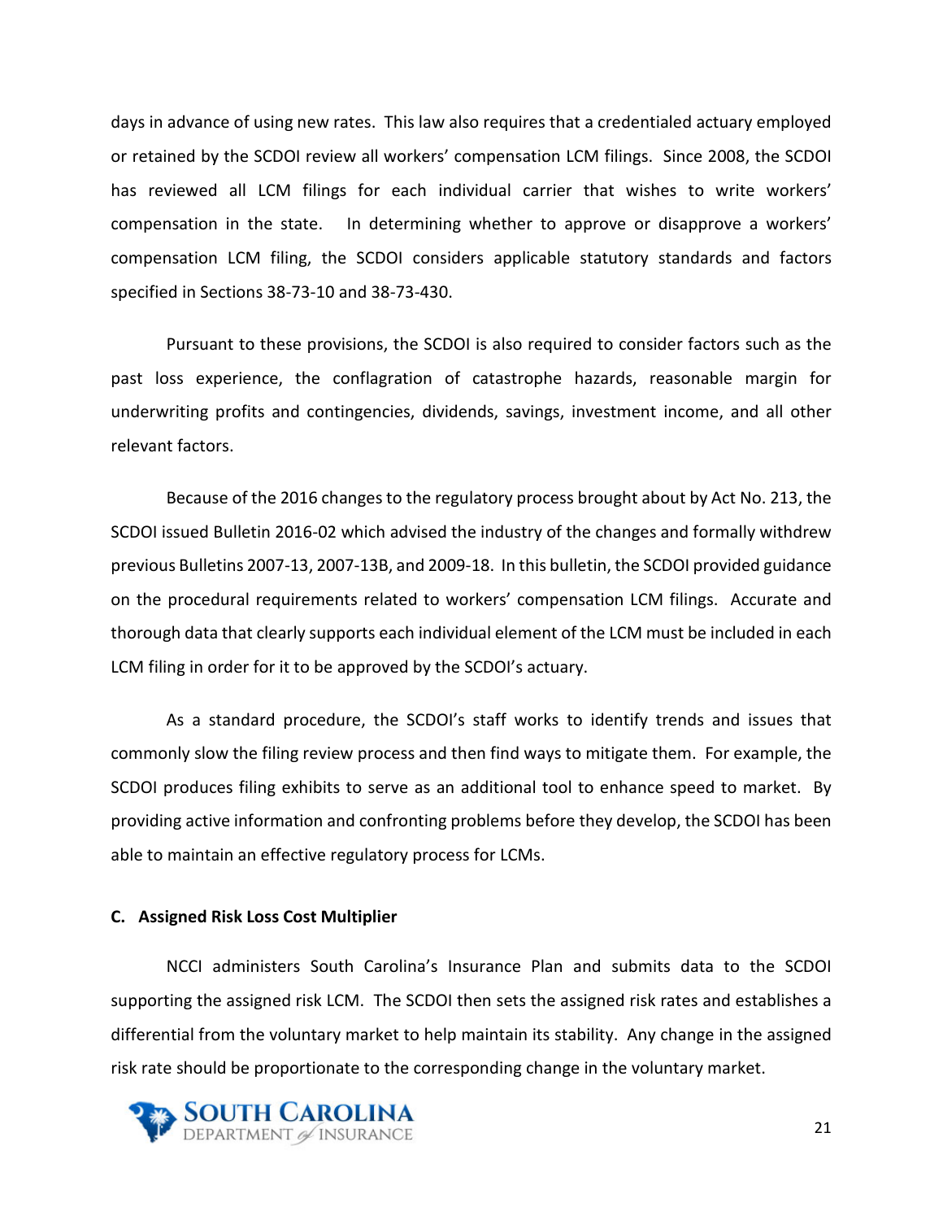days in advance of using new rates. This law also requires that a credentialed actuary employed or retained by the SCDOI review all workers' compensation LCM filings. Since 2008, the SCDOI has reviewed all LCM filings for each individual carrier that wishes to write workers' compensation in the state. In determining whether to approve or disapprove a workers' compensation LCM filing, the SCDOI considers applicable statutory standards and factors specified in Sections 38-73-10 and 38-73-430.

Pursuant to these provisions, the SCDOI is also required to consider factors such as the past loss experience, the conflagration of catastrophe hazards, reasonable margin for underwriting profits and contingencies, dividends, savings, investment income, and all other relevant factors.

Because of the 2016 changes to the regulatory process brought about by Act No. 213, the SCDOI issued Bulletin 2016-02 which advised the industry of the changes and formally withdrew previous Bulletins 2007-13, 2007-13B, and 2009-18. In this bulletin, the SCDOI provided guidance on the procedural requirements related to workers' compensation LCM filings. Accurate and thorough data that clearly supports each individual element of the LCM must be included in each LCM filing in order for it to be approved by the SCDOI's actuary.

As a standard procedure, the SCDOI's staff works to identify trends and issues that commonly slow the filing review process and then find ways to mitigate them. For example, the SCDOI produces filing exhibits to serve as an additional tool to enhance speed to market. By providing active information and confronting problems before they develop, the SCDOI has been able to maintain an effective regulatory process for LCMs.

**C. Assigned Risk Loss Cost Multiplier**

NCCI administers South Carolina's Insurance Plan and submits data to the SCDOI supporting the assigned risk LCM. The SCDOI then sets the assigned risk rates and establishes a differential from the voluntary market to help maintain its stability. Any change in the assigned risk rate should be proportionate to the corresponding change in the voluntary market.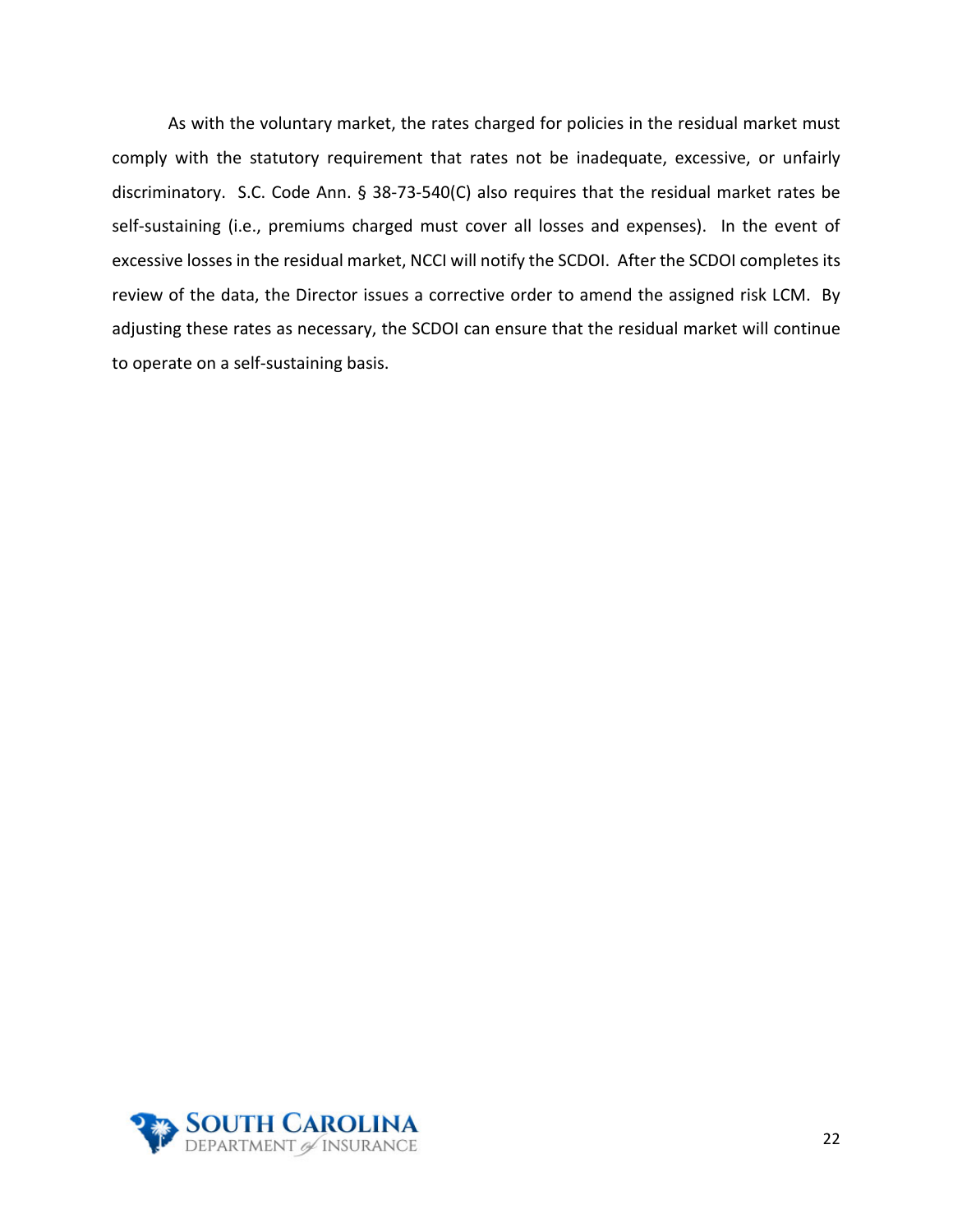As with the voluntary market, the rates charged for policies in the residual market must comply with the statutory requirement that rates not be inadequate, excessive, or unfairly discriminatory. S.C. Code Ann. § 38-73-540(C) also requires that the residual market rates be self-sustaining (i.e., premiums charged must cover all losses and expenses). In the event of excessive losses in the residual market, NCCI will notify the SCDOI. After the SCDOI completes its review of the data, the Director issues a corrective order to amend the assigned risk LCM. By adjusting these rates as necessary, the SCDOI can ensure that the residual market will continue to operate on a self-sustaining basis.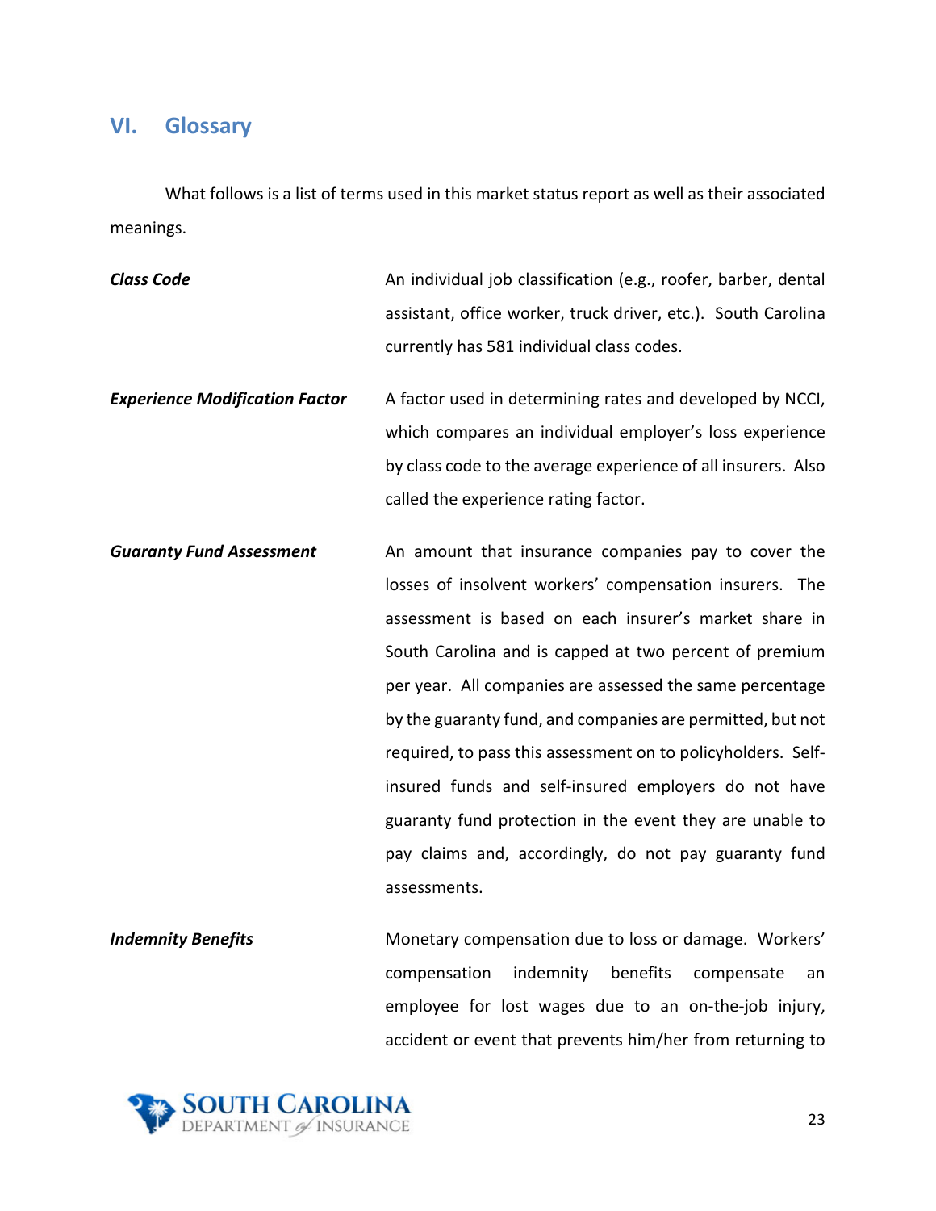## VI. Glossary

What follows is a list of terms used in this market status report as well as their associated meanings.

***Class Code*** An individual job classification (e.g., roofer, barber, dental assistant, office worker, truck driver, etc.). South Carolina currently has 581 individual class codes.

***Experience Modification Factor*** A factor used in determining rates and developed by NCCI, which compares an individual employer's loss experience by class code to the average experience of all insurers. Also called the experience rating factor.

***Guaranty Fund Assessment*** An amount that insurance companies pay to cover the losses of insolvent workers' compensation insurers. The assessment is based on each insurer's market share in South Carolina and is capped at two percent of premium per year. All companies are assessed the same percentage by the guaranty fund, and companies are permitted, but not required, to pass this assessment on to policyholders. Self-insured funds and self-insured employers do not have guaranty fund protection in the event they are unable to pay claims and, accordingly, do not pay guaranty fund assessments.

***Indemnity Benefits*** Monetary compensation due to loss or damage. Workers' compensation indemnity benefits compensate an employee for lost wages due to an on-the-job injury, accident or event that prevents him/her from returning to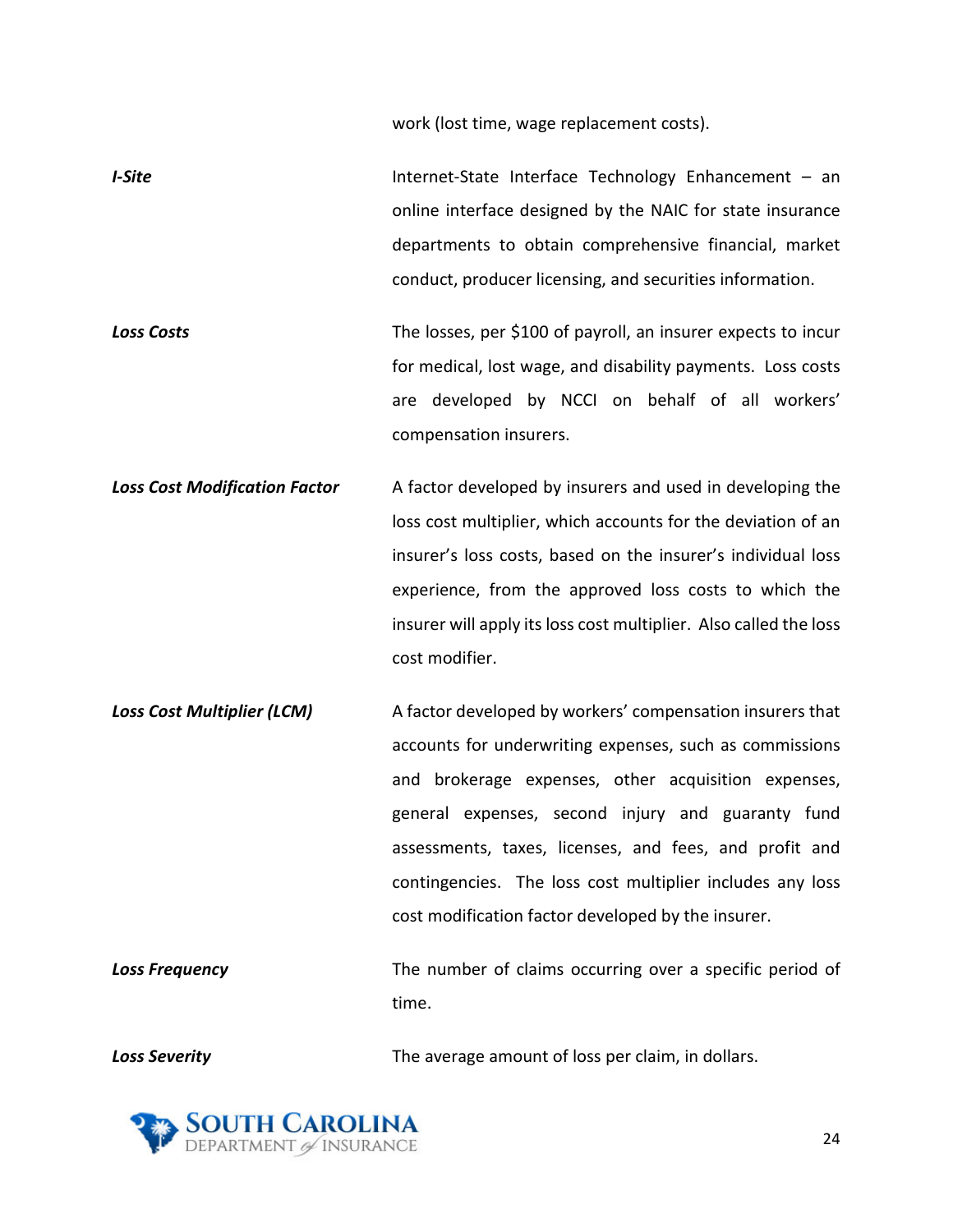work (lost time, wage replacement costs).

***I-Site*** — Internet-State Interface Technology Enhancement – an online interface designed by the NAIC for state insurance departments to obtain comprehensive financial, market conduct, producer licensing, and securities information.

***Loss Costs*** — The losses, per $100 of payroll, an insurer expects to incur for medical, lost wage, and disability payments. Loss costs are developed by NCCI on behalf of all workers' compensation insurers.

***Loss Cost Modification Factor*** — A factor developed by insurers and used in developing the loss cost multiplier, which accounts for the deviation of an insurer's loss costs, based on the insurer's individual loss experience, from the approved loss costs to which the insurer will apply its loss cost multiplier. Also called the loss cost modifier.

***Loss Cost Multiplier (LCM)*** — A factor developed by workers' compensation insurers that accounts for underwriting expenses, such as commissions and brokerage expenses, other acquisition expenses, general expenses, second injury and guaranty fund assessments, taxes, licenses, and fees, and profit and contingencies. The loss cost multiplier includes any loss cost modification factor developed by the insurer.

***Loss Frequency*** — The number of claims occurring over a specific period of time.

***Loss Severity*** — The average amount of loss per claim, in dollars.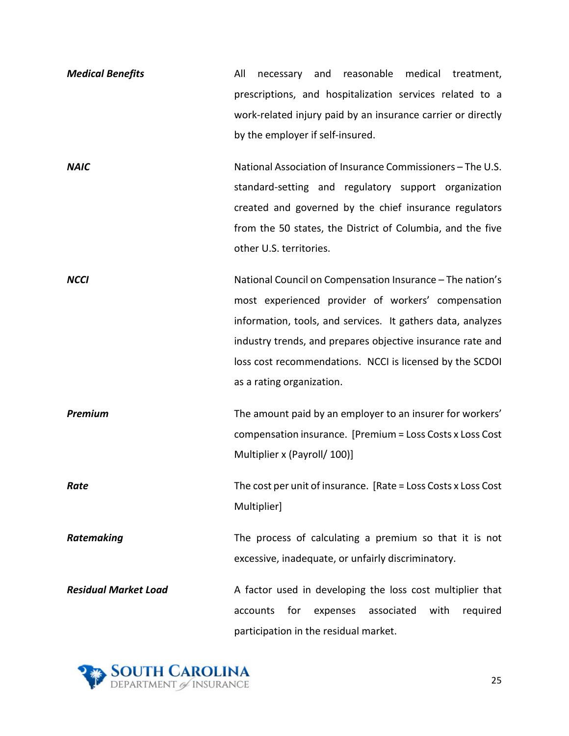***Medical Benefits*** — All necessary and reasonable medical treatment, prescriptions, and hospitalization services related to a work-related injury paid by an insurance carrier or directly by the employer if self-insured.

***NAIC*** — National Association of Insurance Commissioners – The U.S. standard-setting and regulatory support organization created and governed by the chief insurance regulators from the 50 states, the District of Columbia, and the five other U.S. territories.

***NCCI*** — National Council on Compensation Insurance – The nation's most experienced provider of workers' compensation information, tools, and services. It gathers data, analyzes industry trends, and prepares objective insurance rate and loss cost recommendations. NCCI is licensed by the SCDOI as a rating organization.

***Premium*** — The amount paid by an employer to an insurer for workers' compensation insurance. [Premium = Loss Costs x Loss Cost Multiplier x (Payroll/ 100)]

***Rate*** — The cost per unit of insurance. [Rate = Loss Costs x Loss Cost Multiplier]

***Ratemaking*** — The process of calculating a premium so that it is not excessive, inadequate, or unfairly discriminatory.

***Residual Market Load*** — A factor used in developing the loss cost multiplier that accounts for expenses associated with required participation in the residual market.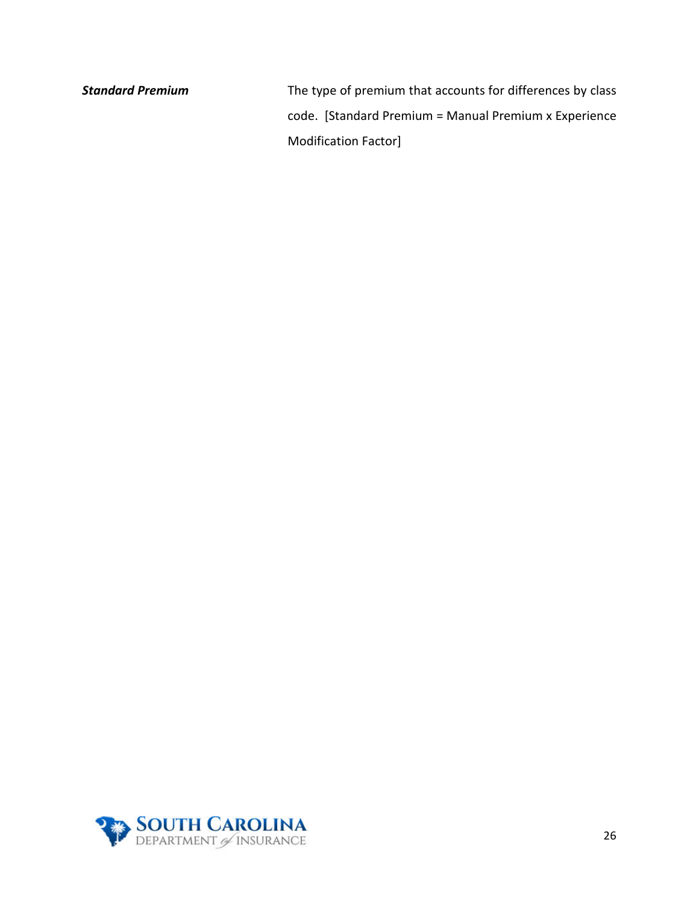***Standard Premium*** The type of premium that accounts for differences by class code. [Standard Premium = Manual Premium x Experience Modification Factor]